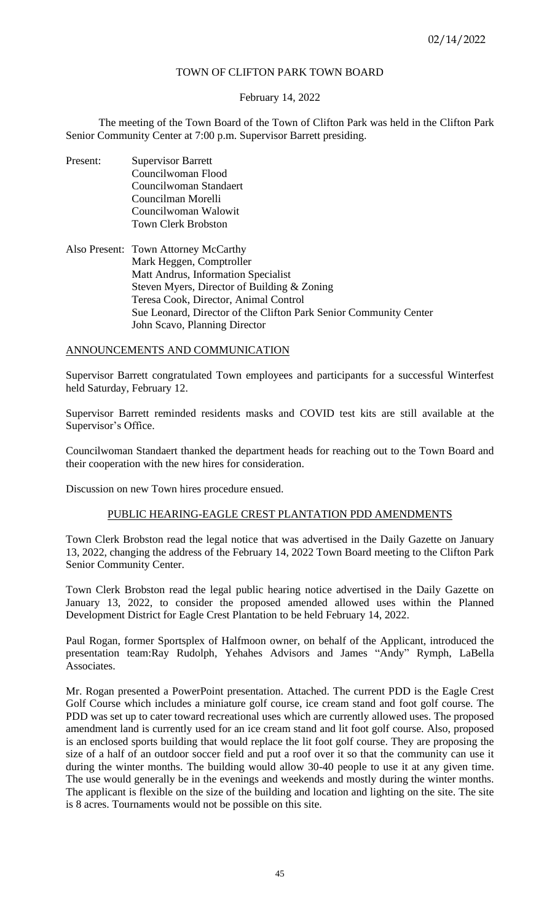# TOWN OF CLIFTON PARK TOWN BOARD

February 14, 2022

The meeting of the Town Board of the Town of Clifton Park was held in the Clifton Park Senior Community Center at 7:00 p.m. Supervisor Barrett presiding.

Present: Supervisor Barrett
Councilwoman Flood
Councilwoman Standaert
Councilman Morelli
Councilwoman Walowit
Town Clerk Brobston

Also Present: Town Attorney McCarthy
Mark Heggen, Comptroller
Matt Andrus, Information Specialist
Steven Myers, Director of Building & Zoning
Teresa Cook, Director, Animal Control
Sue Leonard, Director of the Clifton Park Senior Community Center
John Scavo, Planning Director

## ANNOUNCEMENTS AND COMMUNICATION

Supervisor Barrett congratulated Town employees and participants for a successful Winterfest held Saturday, February 12.

Supervisor Barrett reminded residents masks and COVID test kits are still available at the Supervisor's Office.

Councilwoman Standaert thanked the department heads for reaching out to the Town Board and their cooperation with the new hires for consideration.

Discussion on new Town hires procedure ensued.

## PUBLIC HEARING-EAGLE CREST PLANTATION PDD AMENDMENTS

Town Clerk Brobston read the legal notice that was advertised in the Daily Gazette on January 13, 2022, changing the address of the February 14, 2022 Town Board meeting to the Clifton Park Senior Community Center.

Town Clerk Brobston read the legal public hearing notice advertised in the Daily Gazette on January 13, 2022, to consider the proposed amended allowed uses within the Planned Development District for Eagle Crest Plantation to be held February 14, 2022.

Paul Rogan, former Sportsplex of Halfmoon owner, on behalf of the Applicant, introduced the presentation team:Ray Rudolph, Yehahes Advisors and James "Andy" Rymph, LaBella Associates.

Mr. Rogan presented a PowerPoint presentation. Attached. The current PDD is the Eagle Crest Golf Course which includes a miniature golf course, ice cream stand and foot golf course. The PDD was set up to cater toward recreational uses which are currently allowed uses. The proposed amendment land is currently used for an ice cream stand and lit foot golf course. Also, proposed is an enclosed sports building that would replace the lit foot golf course. They are proposing the size of a half of an outdoor soccer field and put a roof over it so that the community can use it during the winter months. The building would allow 30-40 people to use it at any given time. The use would generally be in the evenings and weekends and mostly during the winter months. The applicant is flexible on the size of the building and location and lighting on the site. The site is 8 acres. Tournaments would not be possible on this site.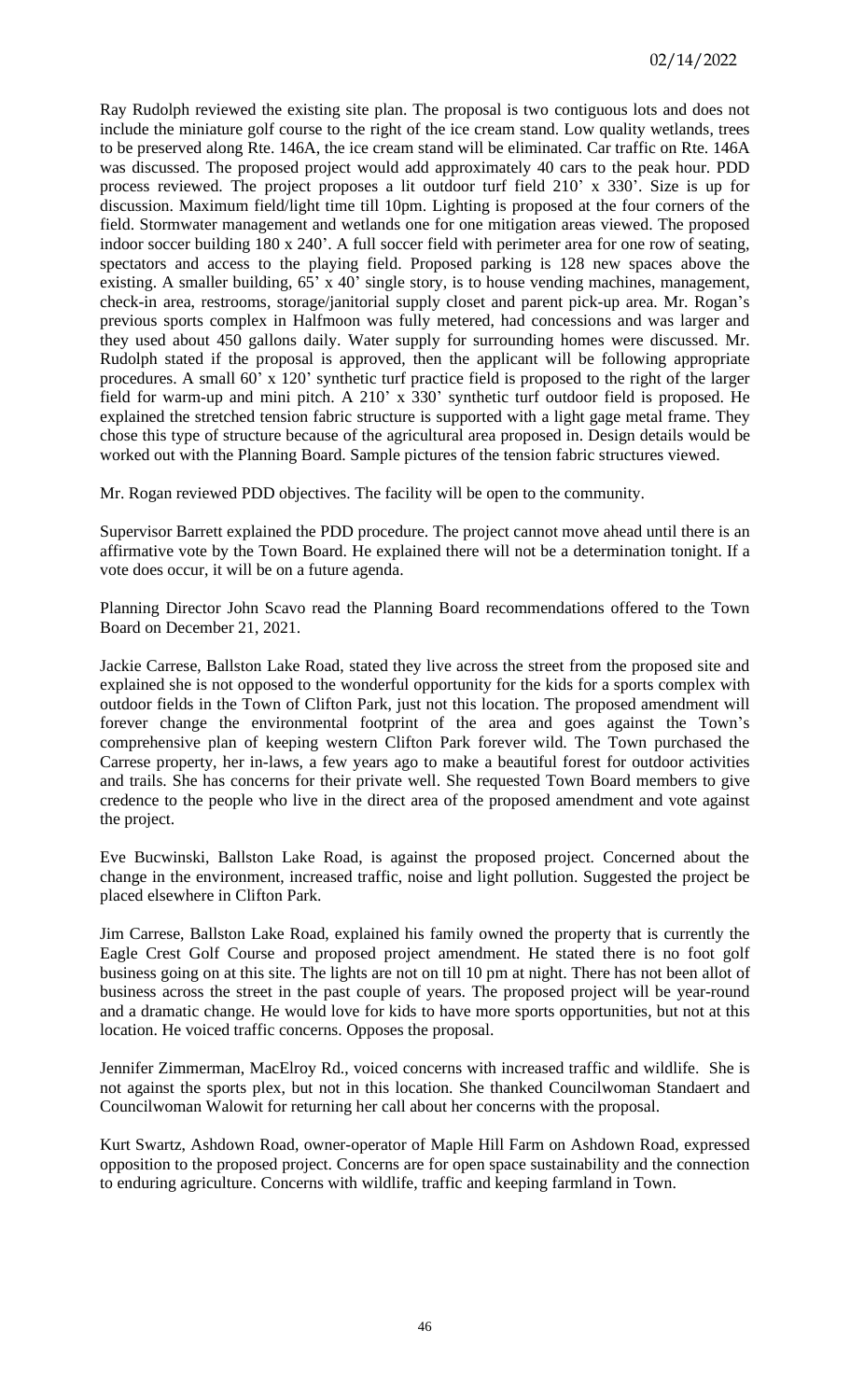Ray Rudolph reviewed the existing site plan. The proposal is two contiguous lots and does not include the miniature golf course to the right of the ice cream stand. Low quality wetlands, trees to be preserved along Rte. 146A, the ice cream stand will be eliminated. Car traffic on Rte. 146A was discussed. The proposed project would add approximately 40 cars to the peak hour. PDD process reviewed. The project proposes a lit outdoor turf field 210' x 330'. Size is up for discussion. Maximum field/light time till 10pm. Lighting is proposed at the four corners of the field. Stormwater management and wetlands one for one mitigation areas viewed. The proposed indoor soccer building 180 x 240'. A full soccer field with perimeter area for one row of seating, spectators and access to the playing field. Proposed parking is 128 new spaces above the existing. A smaller building, 65' x 40' single story, is to house vending machines, management, check-in area, restrooms, storage/janitorial supply closet and parent pick-up area. Mr. Rogan's previous sports complex in Halfmoon was fully metered, had concessions and was larger and they used about 450 gallons daily. Water supply for surrounding homes were discussed. Mr. Rudolph stated if the proposal is approved, then the applicant will be following appropriate procedures. A small 60' x 120' synthetic turf practice field is proposed to the right of the larger field for warm-up and mini pitch. A 210' x 330' synthetic turf outdoor field is proposed. He explained the stretched tension fabric structure is supported with a light gage metal frame. They chose this type of structure because of the agricultural area proposed in. Design details would be worked out with the Planning Board. Sample pictures of the tension fabric structures viewed.

Mr. Rogan reviewed PDD objectives. The facility will be open to the community.

Supervisor Barrett explained the PDD procedure. The project cannot move ahead until there is an affirmative vote by the Town Board. He explained there will not be a determination tonight. If a vote does occur, it will be on a future agenda.

Planning Director John Scavo read the Planning Board recommendations offered to the Town Board on December 21, 2021.

Jackie Carrese, Ballston Lake Road, stated they live across the street from the proposed site and explained she is not opposed to the wonderful opportunity for the kids for a sports complex with outdoor fields in the Town of Clifton Park, just not this location. The proposed amendment will forever change the environmental footprint of the area and goes against the Town's comprehensive plan of keeping western Clifton Park forever wild. The Town purchased the Carrese property, her in-laws, a few years ago to make a beautiful forest for outdoor activities and trails. She has concerns for their private well. She requested Town Board members to give credence to the people who live in the direct area of the proposed amendment and vote against the project.

Eve Bucwinski, Ballston Lake Road, is against the proposed project. Concerned about the change in the environment, increased traffic, noise and light pollution. Suggested the project be placed elsewhere in Clifton Park.

Jim Carrese, Ballston Lake Road, explained his family owned the property that is currently the Eagle Crest Golf Course and proposed project amendment. He stated there is no foot golf business going on at this site. The lights are not on till 10 pm at night. There has not been allot of business across the street in the past couple of years. The proposed project will be year-round and a dramatic change. He would love for kids to have more sports opportunities, but not at this location. He voiced traffic concerns. Opposes the proposal.

Jennifer Zimmerman, MacElroy Rd., voiced concerns with increased traffic and wildlife. She is not against the sports plex, but not in this location. She thanked Councilwoman Standaert and Councilwoman Walowit for returning her call about her concerns with the proposal.

Kurt Swartz, Ashdown Road, owner-operator of Maple Hill Farm on Ashdown Road, expressed opposition to the proposed project. Concerns are for open space sustainability and the connection to enduring agriculture. Concerns with wildlife, traffic and keeping farmland in Town.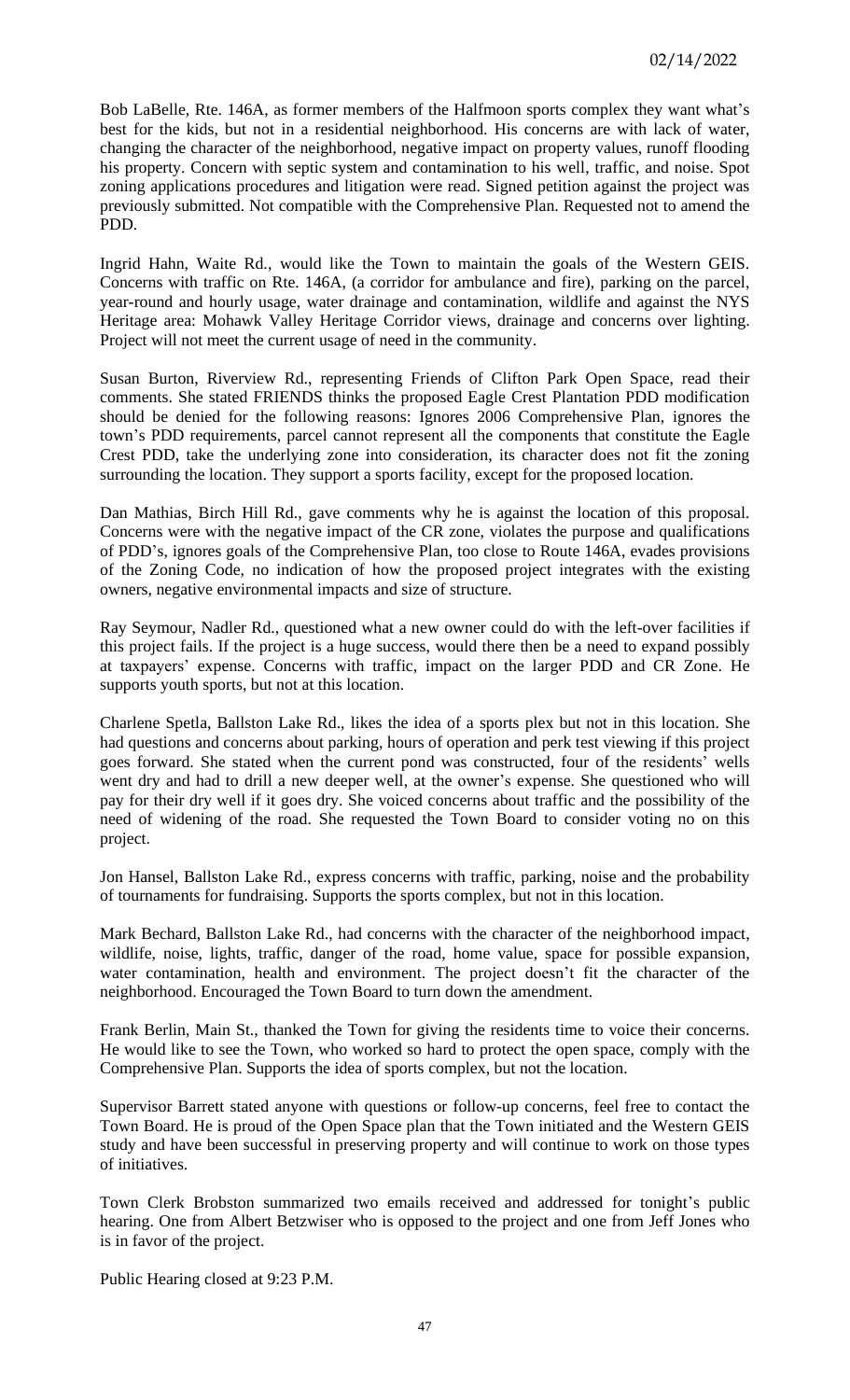Bob LaBelle, Rte. 146A, as former members of the Halfmoon sports complex they want what's best for the kids, but not in a residential neighborhood. His concerns are with lack of water, changing the character of the neighborhood, negative impact on property values, runoff flooding his property. Concern with septic system and contamination to his well, traffic, and noise. Spot zoning applications procedures and litigation were read. Signed petition against the project was previously submitted. Not compatible with the Comprehensive Plan. Requested not to amend the PDD.

Ingrid Hahn, Waite Rd., would like the Town to maintain the goals of the Western GEIS. Concerns with traffic on Rte. 146A, (a corridor for ambulance and fire), parking on the parcel, year-round and hourly usage, water drainage and contamination, wildlife and against the NYS Heritage area: Mohawk Valley Heritage Corridor views, drainage and concerns over lighting. Project will not meet the current usage of need in the community.

Susan Burton, Riverview Rd., representing Friends of Clifton Park Open Space, read their comments. She stated FRIENDS thinks the proposed Eagle Crest Plantation PDD modification should be denied for the following reasons: Ignores 2006 Comprehensive Plan, ignores the town's PDD requirements, parcel cannot represent all the components that constitute the Eagle Crest PDD, take the underlying zone into consideration, its character does not fit the zoning surrounding the location. They support a sports facility, except for the proposed location.

Dan Mathias, Birch Hill Rd., gave comments why he is against the location of this proposal. Concerns were with the negative impact of the CR zone, violates the purpose and qualifications of PDD's, ignores goals of the Comprehensive Plan, too close to Route 146A, evades provisions of the Zoning Code, no indication of how the proposed project integrates with the existing owners, negative environmental impacts and size of structure.

Ray Seymour, Nadler Rd., questioned what a new owner could do with the left-over facilities if this project fails. If the project is a huge success, would there then be a need to expand possibly at taxpayers' expense. Concerns with traffic, impact on the larger PDD and CR Zone. He supports youth sports, but not at this location.

Charlene Spetla, Ballston Lake Rd., likes the idea of a sports plex but not in this location. She had questions and concerns about parking, hours of operation and perk test viewing if this project goes forward. She stated when the current pond was constructed, four of the residents' wells went dry and had to drill a new deeper well, at the owner's expense. She questioned who will pay for their dry well if it goes dry. She voiced concerns about traffic and the possibility of the need of widening of the road. She requested the Town Board to consider voting no on this project.

Jon Hansel, Ballston Lake Rd., express concerns with traffic, parking, noise and the probability of tournaments for fundraising. Supports the sports complex, but not in this location.

Mark Bechard, Ballston Lake Rd., had concerns with the character of the neighborhood impact, wildlife, noise, lights, traffic, danger of the road, home value, space for possible expansion, water contamination, health and environment. The project doesn't fit the character of the neighborhood. Encouraged the Town Board to turn down the amendment.

Frank Berlin, Main St., thanked the Town for giving the residents time to voice their concerns. He would like to see the Town, who worked so hard to protect the open space, comply with the Comprehensive Plan. Supports the idea of sports complex, but not the location.

Supervisor Barrett stated anyone with questions or follow-up concerns, feel free to contact the Town Board. He is proud of the Open Space plan that the Town initiated and the Western GEIS study and have been successful in preserving property and will continue to work on those types of initiatives.

Town Clerk Brobston summarized two emails received and addressed for tonight's public hearing. One from Albert Betzwiser who is opposed to the project and one from Jeff Jones who is in favor of the project.

Public Hearing closed at 9:23 P.M.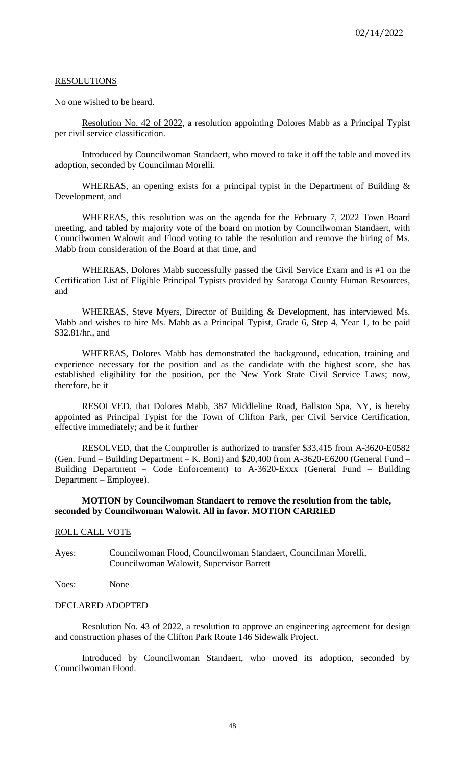RESOLUTIONS

No one wished to be heard.

Resolution No. 42 of 2022, a resolution appointing Dolores Mabb as a Principal Typist per civil service classification.

Introduced by Councilwoman Standaert, who moved to take it off the table and moved its adoption, seconded by Councilman Morelli.

WHEREAS, an opening exists for a principal typist in the Department of Building & Development, and

WHEREAS, this resolution was on the agenda for the February 7, 2022 Town Board meeting, and tabled by majority vote of the board on motion by Councilwoman Standaert, with Councilwomen Walowit and Flood voting to table the resolution and remove the hiring of Ms. Mabb from consideration of the Board at that time, and

WHEREAS, Dolores Mabb successfully passed the Civil Service Exam and is #1 on the Certification List of Eligible Principal Typists provided by Saratoga County Human Resources, and

WHEREAS, Steve Myers, Director of Building & Development, has interviewed Ms. Mabb and wishes to hire Ms. Mabb as a Principal Typist, Grade 6, Step 4, Year 1, to be paid $32.81/hr., and

WHEREAS, Dolores Mabb has demonstrated the background, education, training and experience necessary for the position and as the candidate with the highest score, she has established eligibility for the position, per the New York State Civil Service Laws; now, therefore, be it

RESOLVED, that Dolores Mabb, 387 Middleline Road, Ballston Spa, NY, is hereby appointed as Principal Typist for the Town of Clifton Park, per Civil Service Certification, effective immediately; and be it further

RESOLVED, that the Comptroller is authorized to transfer $33,415 from A-3620-E0582 (Gen. Fund – Building Department – K. Boni) and $20,400 from A-3620-E6200 (General Fund – Building Department – Code Enforcement) to A-3620-Exxx (General Fund – Building Department – Employee).

**MOTION by Councilwoman Standaert to remove the resolution from the table, seconded by Councilwoman Walowit. All in favor. MOTION CARRIED**

ROLL CALL VOTE

Ayes: Councilwoman Flood, Councilwoman Standaert, Councilman Morelli, Councilwoman Walowit, Supervisor Barrett

Noes: None

DECLARED ADOPTED

Resolution No. 43 of 2022, a resolution to approve an engineering agreement for design and construction phases of the Clifton Park Route 146 Sidewalk Project.

Introduced by Councilwoman Standaert, who moved its adoption, seconded by Councilwoman Flood.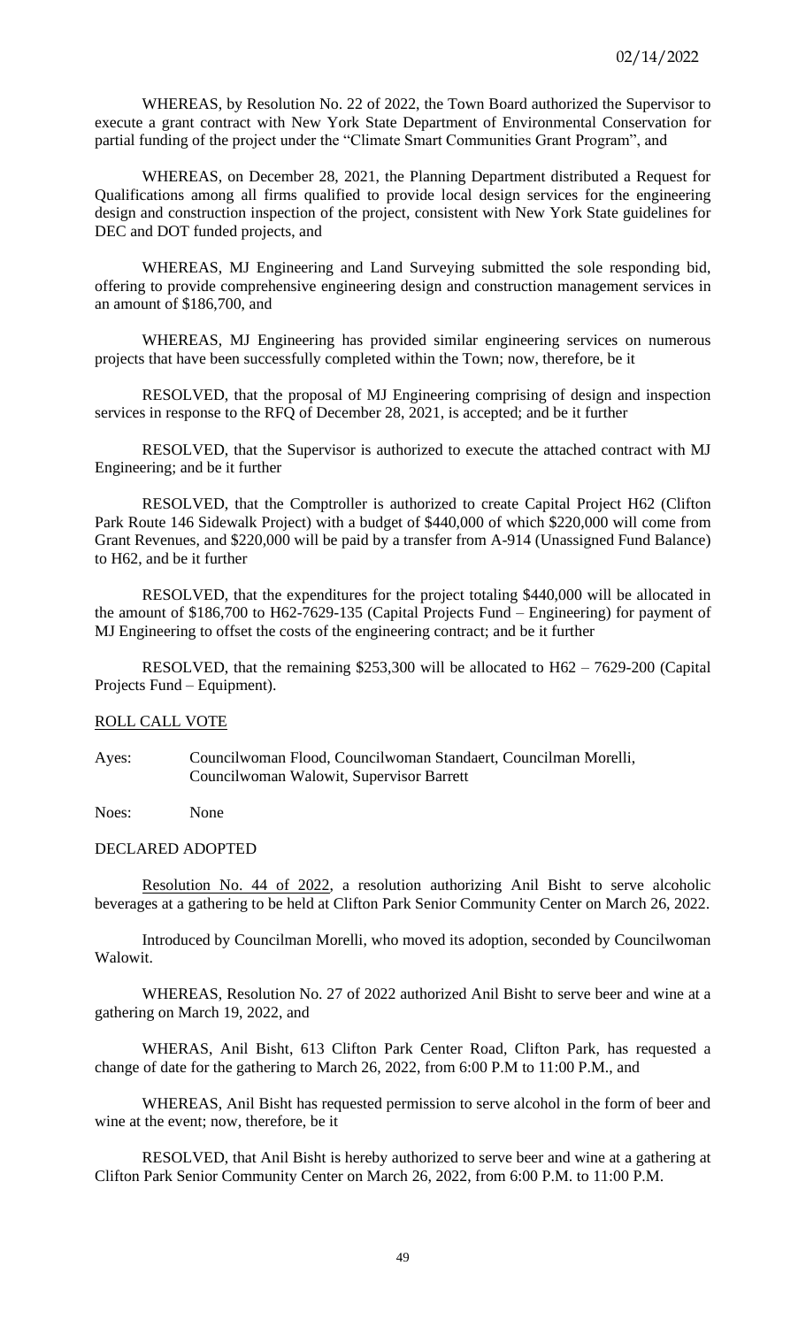WHEREAS, by Resolution No. 22 of 2022, the Town Board authorized the Supervisor to execute a grant contract with New York State Department of Environmental Conservation for partial funding of the project under the "Climate Smart Communities Grant Program", and

WHEREAS, on December 28, 2021, the Planning Department distributed a Request for Qualifications among all firms qualified to provide local design services for the engineering design and construction inspection of the project, consistent with New York State guidelines for DEC and DOT funded projects, and

WHEREAS, MJ Engineering and Land Surveying submitted the sole responding bid, offering to provide comprehensive engineering design and construction management services in an amount of $186,700, and

WHEREAS, MJ Engineering has provided similar engineering services on numerous projects that have been successfully completed within the Town; now, therefore, be it

RESOLVED, that the proposal of MJ Engineering comprising of design and inspection services in response to the RFQ of December 28, 2021, is accepted; and be it further

RESOLVED, that the Supervisor is authorized to execute the attached contract with MJ Engineering; and be it further

RESOLVED, that the Comptroller is authorized to create Capital Project H62 (Clifton Park Route 146 Sidewalk Project) with a budget of $440,000 of which $220,000 will come from Grant Revenues, and $220,000 will be paid by a transfer from A-914 (Unassigned Fund Balance) to H62, and be it further

RESOLVED, that the expenditures for the project totaling $440,000 will be allocated in the amount of $186,700 to H62-7629-135 (Capital Projects Fund – Engineering) for payment of MJ Engineering to offset the costs of the engineering contract; and be it further

RESOLVED, that the remaining $253,300 will be allocated to H62 – 7629-200 (Capital Projects Fund – Equipment).

ROLL CALL VOTE

Ayes: Councilwoman Flood, Councilwoman Standaert, Councilman Morelli, Councilwoman Walowit, Supervisor Barrett

Noes: None

DECLARED ADOPTED

Resolution No. 44 of 2022, a resolution authorizing Anil Bisht to serve alcoholic beverages at a gathering to be held at Clifton Park Senior Community Center on March 26, 2022.

Introduced by Councilman Morelli, who moved its adoption, seconded by Councilwoman Walowit.

WHEREAS, Resolution No. 27 of 2022 authorized Anil Bisht to serve beer and wine at a gathering on March 19, 2022, and

WHERAS, Anil Bisht, 613 Clifton Park Center Road, Clifton Park, has requested a change of date for the gathering to March 26, 2022, from 6:00 P.M to 11:00 P.M., and

WHEREAS, Anil Bisht has requested permission to serve alcohol in the form of beer and wine at the event; now, therefore, be it

RESOLVED, that Anil Bisht is hereby authorized to serve beer and wine at a gathering at Clifton Park Senior Community Center on March 26, 2022, from 6:00 P.M. to 11:00 P.M.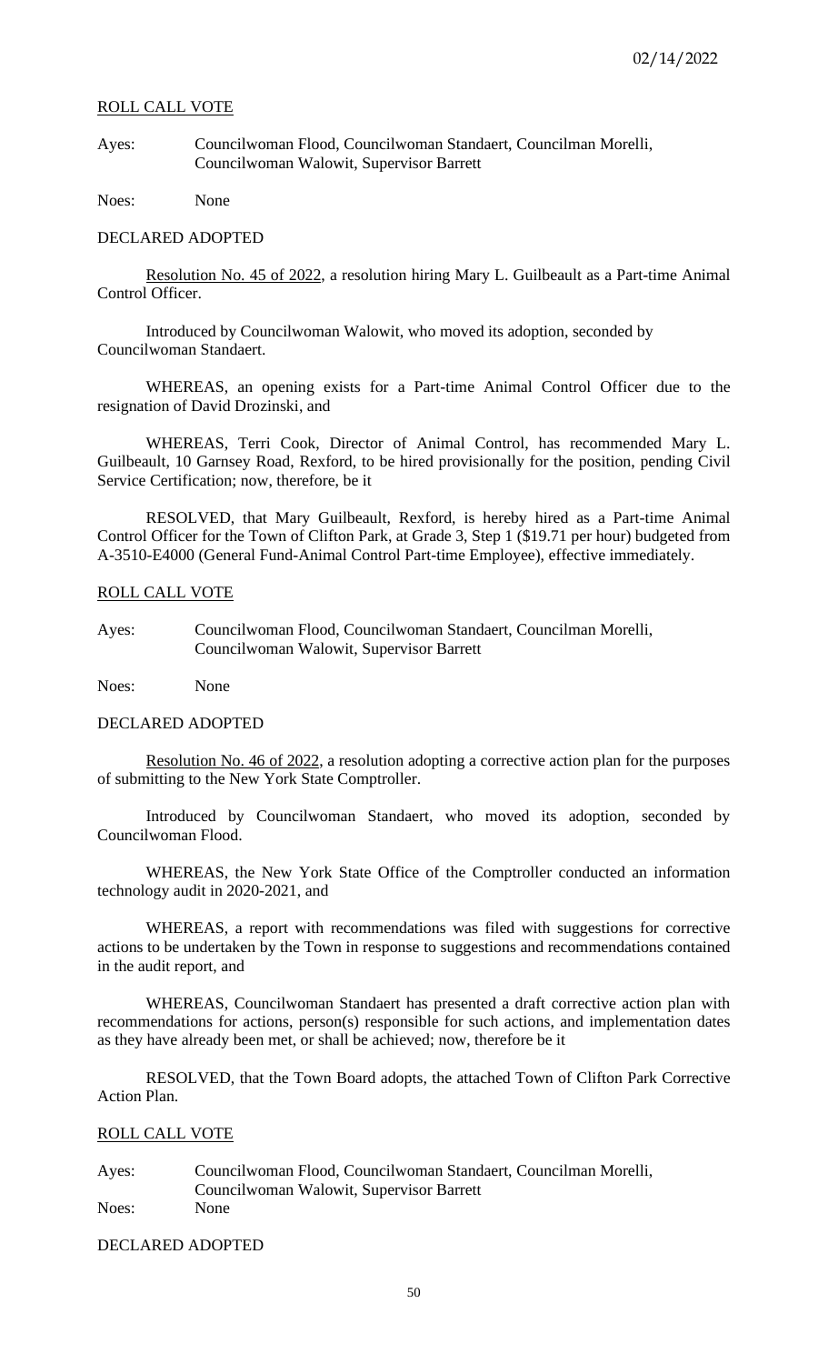ROLL CALL VOTE

Ayes: Councilwoman Flood, Councilwoman Standaert, Councilman Morelli, Councilwoman Walowit, Supervisor Barrett

Noes: None

DECLARED ADOPTED

Resolution No. 45 of 2022, a resolution hiring Mary L. Guilbeault as a Part-time Animal Control Officer.

Introduced by Councilwoman Walowit, who moved its adoption, seconded by Councilwoman Standaert.

WHEREAS, an opening exists for a Part-time Animal Control Officer due to the resignation of David Drozinski, and

WHEREAS, Terri Cook, Director of Animal Control, has recommended Mary L. Guilbeault, 10 Garnsey Road, Rexford, to be hired provisionally for the position, pending Civil Service Certification; now, therefore, be it

RESOLVED, that Mary Guilbeault, Rexford, is hereby hired as a Part-time Animal Control Officer for the Town of Clifton Park, at Grade 3, Step 1 ($19.71 per hour) budgeted from A-3510-E4000 (General Fund-Animal Control Part-time Employee), effective immediately.

ROLL CALL VOTE

Ayes: Councilwoman Flood, Councilwoman Standaert, Councilman Morelli, Councilwoman Walowit, Supervisor Barrett

Noes: None

DECLARED ADOPTED

Resolution No. 46 of 2022, a resolution adopting a corrective action plan for the purposes of submitting to the New York State Comptroller.

Introduced by Councilwoman Standaert, who moved its adoption, seconded by Councilwoman Flood.

WHEREAS, the New York State Office of the Comptroller conducted an information technology audit in 2020-2021, and

WHEREAS, a report with recommendations was filed with suggestions for corrective actions to be undertaken by the Town in response to suggestions and recommendations contained in the audit report, and

WHEREAS, Councilwoman Standaert has presented a draft corrective action plan with recommendations for actions, person(s) responsible for such actions, and implementation dates as they have already been met, or shall be achieved; now, therefore be it

RESOLVED, that the Town Board adopts, the attached Town of Clifton Park Corrective Action Plan.

ROLL CALL VOTE

Ayes: Councilwoman Flood, Councilwoman Standaert, Councilman Morelli, Councilwoman Walowit, Supervisor Barrett

Noes: None

DECLARED ADOPTED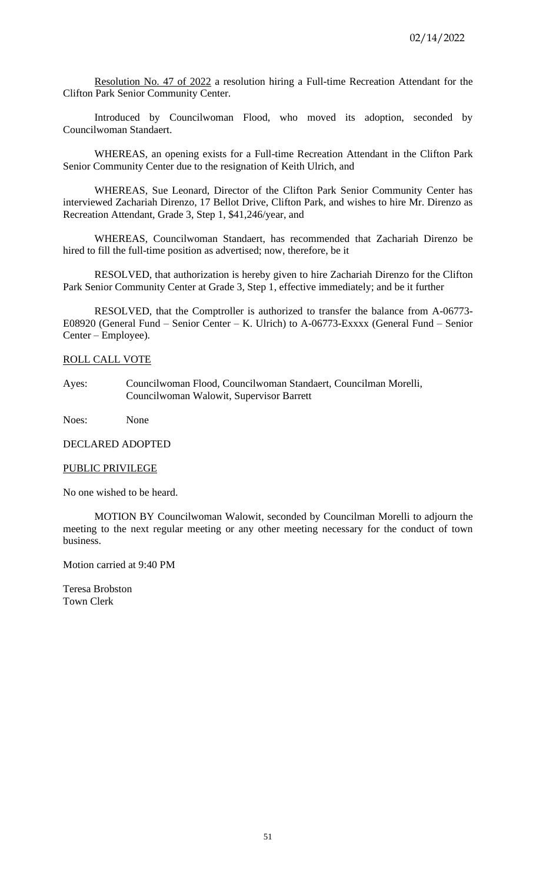Resolution No. 47 of 2022 a resolution hiring a Full-time Recreation Attendant for the Clifton Park Senior Community Center.

Introduced by Councilwoman Flood, who moved its adoption, seconded by Councilwoman Standaert.

WHEREAS, an opening exists for a Full-time Recreation Attendant in the Clifton Park Senior Community Center due to the resignation of Keith Ulrich, and

WHEREAS, Sue Leonard, Director of the Clifton Park Senior Community Center has interviewed Zachariah Direnzo, 17 Bellot Drive, Clifton Park, and wishes to hire Mr. Direnzo as Recreation Attendant, Grade 3, Step 1, $41,246/year, and

WHEREAS, Councilwoman Standaert, has recommended that Zachariah Direnzo be hired to fill the full-time position as advertised; now, therefore, be it

RESOLVED, that authorization is hereby given to hire Zachariah Direnzo for the Clifton Park Senior Community Center at Grade 3, Step 1, effective immediately; and be it further

RESOLVED, that the Comptroller is authorized to transfer the balance from A-06773-E08920 (General Fund – Senior Center – K. Ulrich) to A-06773-Exxxx (General Fund – Senior Center – Employee).

ROLL CALL VOTE

Ayes: Councilwoman Flood, Councilwoman Standaert, Councilman Morelli, Councilwoman Walowit, Supervisor Barrett

Noes: None

DECLARED ADOPTED

PUBLIC PRIVILEGE

No one wished to be heard.

MOTION BY Councilwoman Walowit, seconded by Councilman Morelli to adjourn the meeting to the next regular meeting or any other meeting necessary for the conduct of town business.

Motion carried at 9:40 PM

Teresa Brobston
Town Clerk